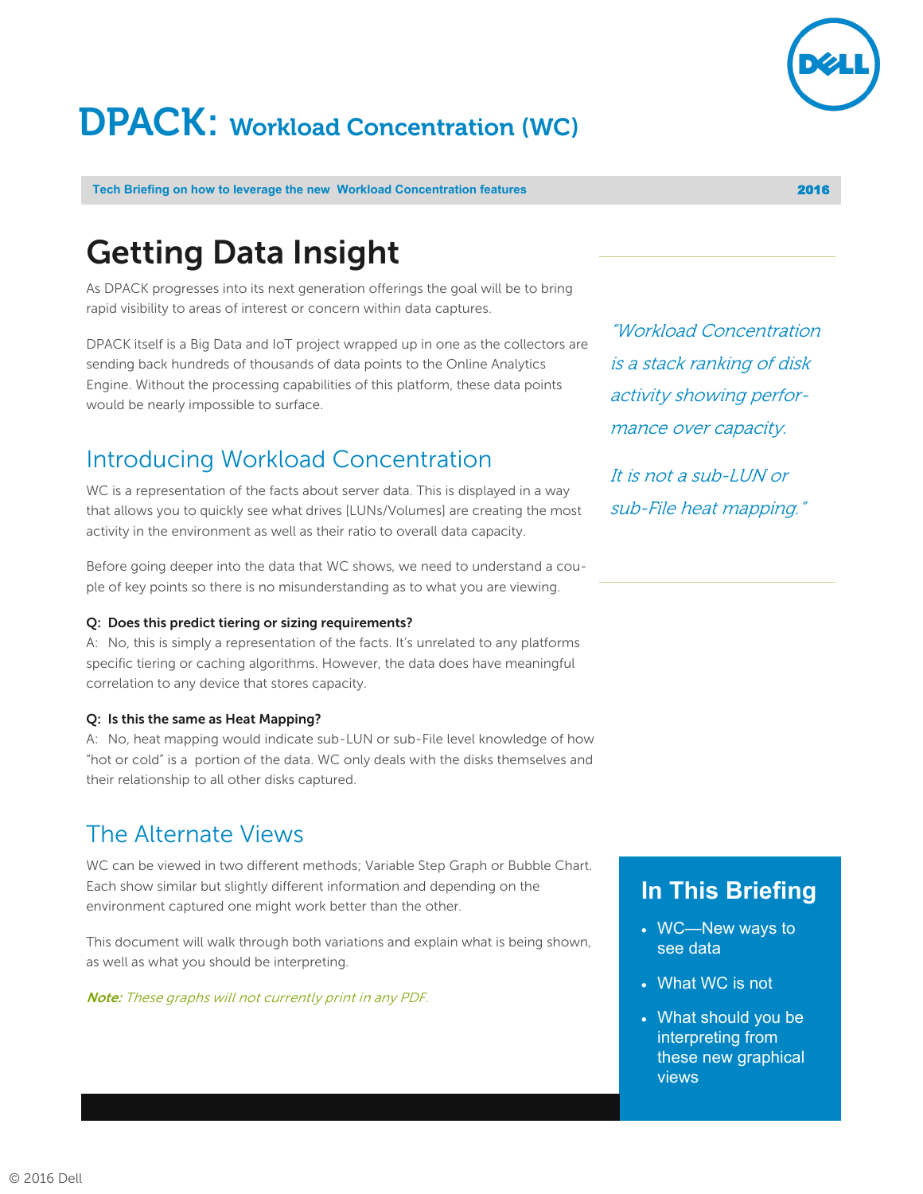# DPACK: Workload Concentration (WC)

**Tech Briefing on how to leverage the new Workload Concentration features** **2016**

## Getting Data Insight

As DPACK progresses into its next generation offerings the goal will be to bring rapid visibility to areas of interest or concern within data captures.

DPACK itself is a Big Data and IoT project wrapped up in one as the collectors are sending back hundreds of thousands of data points to the Online Analytics Engine. Without the processing capabilities of this platform, these data points would be nearly impossible to surface.

*"Workload Concentration is a stack ranking of disk activity showing performance over capacity.*

*It is not a sub-LUN or sub-File heat mapping."*

### Introducing Workload Concentration

WC is a representation of the facts about server data. This is displayed in a way that allows you to quickly see what drives [LUNs/Volumes] are creating the most activity in the environment as well as their ratio to overall data capacity.

Before going deeper into the data that WC shows, we need to understand a couple of key points so there is no misunderstanding as to what you are viewing.

**Q: Does this predict tiering or sizing requirements?**
A: No, this is simply a representation of the facts. It's unrelated to any platforms specific tiering or caching algorithms. However, the data does have meaningful correlation to any device that stores capacity.

**Q: Is this the same as Heat Mapping?**
A: No, heat mapping would indicate sub-LUN or sub-File level knowledge of how "hot or cold" is a portion of the data. WC only deals with the disks themselves and their relationship to all other disks captured.

### The Alternate Views

WC can be viewed in two different methods; Variable Step Graph or Bubble Chart. Each show similar but slightly different information and depending on the environment captured one might work better than the other.

This document will walk through both variations and explain what is being shown, as well as what you should be interpreting.

***Note:*** *These graphs will not currently print in any PDF.*

### In This Briefing

- WC—New ways to see data
- What WC is not
- What should you be interpreting from these new graphical views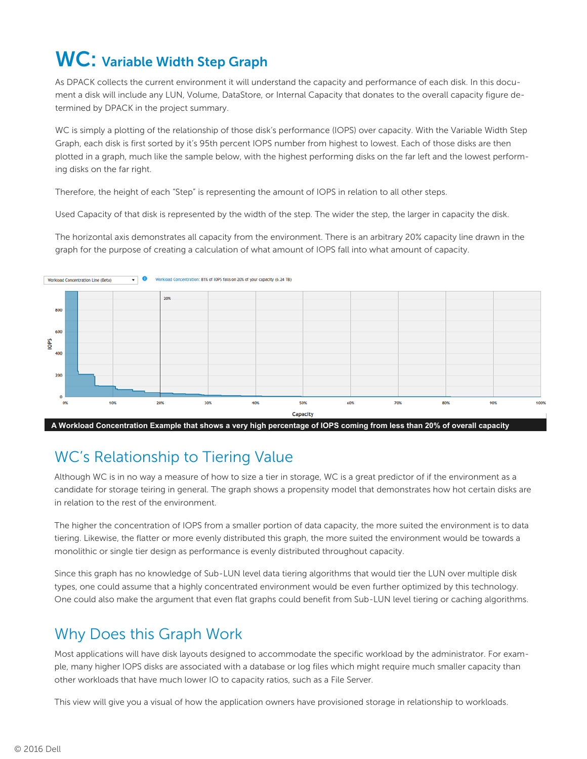# WC: Variable Width Step Graph

As DPACK collects the current environment it will understand the capacity and performance of each disk. In this document a disk will include any LUN, Volume, DataStore, or Internal Capacity that donates to the overall capacity figure determined by DPACK in the project summary.

WC is simply a plotting of the relationship of those disk's performance (IOPS) over capacity. With the Variable Width Step Graph, each disk is first sorted by it's 95th percent IOPS number from highest to lowest. Each of those disks are then plotted in a graph, much like the sample below, with the highest performing disks on the far left and the lowest performing disks on the far right.

Therefore, the height of each "Step" is representing the amount of IOPS in relation to all other steps.

Used Capacity of that disk is represented by the width of the step. The wider the step, the larger in capacity the disk.

The horizontal axis demonstrates all capacity from the environment. There is an arbitrary 20% capacity line drawn in the graph for the purpose of creating a calculation of what amount of IOPS fall into what amount of capacity.

Workload Concentration Line (Beta)

Workload Concentration: 81% of IOPS falls on 20% of your capacity (6.24 TB)

**A Workload Concentration Example that shows a very high percentage of IOPS coming from less than 20% of overall capacity**

## WC's Relationship to Tiering Value

Although WC is in no way a measure of how to size a tier in storage, WC is a great predictor of if the environment as a candidate for storage teiring in general. The graph shows a propensity model that demonstrates how hot certain disks are in relation to the rest of the environment.

The higher the concentration of IOPS from a smaller portion of data capacity, the more suited the environment is to data tiering. Likewise, the flatter or more evenly distributed this graph, the more suited the environment would be towards a monolithic or single tier design as performance is evenly distributed throughout capacity.

Since this graph has no knowledge of Sub-LUN level data tiering algorithms that would tier the LUN over multiple disk types, one could assume that a highly concentrated environment would be even further optimized by this technology. One could also make the argument that even flat graphs could benefit from Sub-LUN level tiering or caching algorithms.

## Why Does this Graph Work

Most applications will have disk layouts designed to accommodate the specific workload by the administrator. For example, many higher IOPS disks are associated with a database or log files which might require much smaller capacity than other workloads that have much lower IO to capacity ratios, such as a File Server.

This view will give you a visual of how the application owners have provisioned storage in relationship to workloads.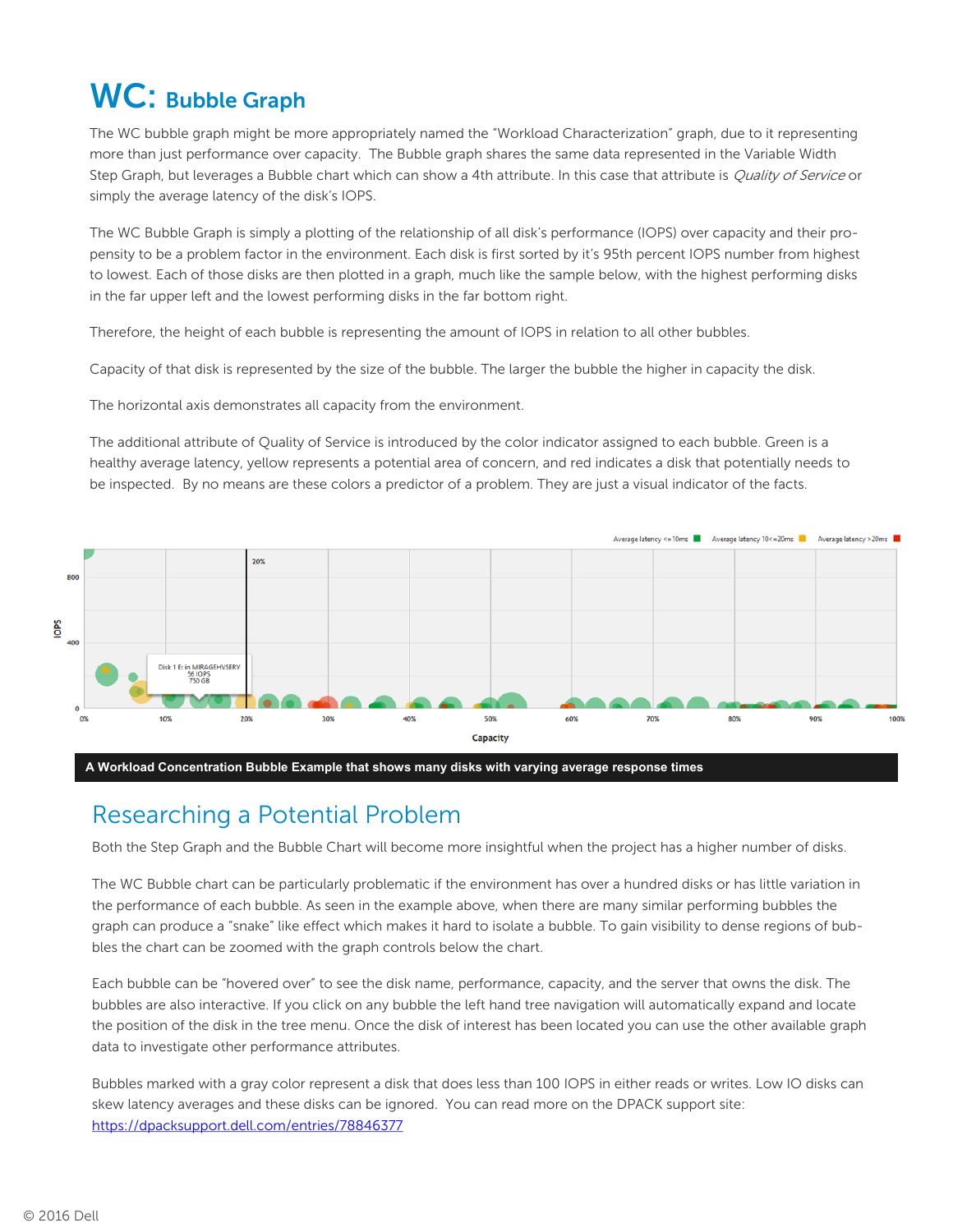# WC: Bubble Graph

The WC bubble graph might be more appropriately named the "Workload Characterization" graph, due to it representing more than just performance over capacity. The Bubble graph shares the same data represented in the Variable Width Step Graph, but leverages a Bubble chart which can show a 4th attribute. In this case that attribute is *Quality of Service* or simply the average latency of the disk's IOPS.

The WC Bubble Graph is simply a plotting of the relationship of all disk's performance (IOPS) over capacity and their propensity to be a problem factor in the environment. Each disk is first sorted by it's 95th percent IOPS number from highest to lowest. Each of those disks are then plotted in a graph, much like the sample below, with the highest performing disks in the far upper left and the lowest performing disks in the far bottom right.

Therefore, the height of each bubble is representing the amount of IOPS in relation to all other bubbles.

Capacity of that disk is represented by the size of the bubble. The larger the bubble the higher in capacity the disk.

The horizontal axis demonstrates all capacity from the environment.

The additional attribute of Quality of Service is introduced by the color indicator assigned to each bubble. Green is a healthy average latency, yellow represents a potential area of concern, and red indicates a disk that potentially needs to be inspected. By no means are these colors a predictor of a problem. They are just a visual indicator of the facts.

**A Workload Concentration Bubble Example that shows many disks with varying average response times**

## Researching a Potential Problem

Both the Step Graph and the Bubble Chart will become more insightful when the project has a higher number of disks.

The WC Bubble chart can be particularly problematic if the environment has over a hundred disks or has little variation in the performance of each bubble. As seen in the example above, when there are many similar performing bubbles the graph can produce a "snake" like effect which makes it hard to isolate a bubble. To gain visibility to dense regions of bubbles the chart can be zoomed with the graph controls below the chart.

Each bubble can be "hovered over" to see the disk name, performance, capacity, and the server that owns the disk. The bubbles are also interactive. If you click on any bubble the left hand tree navigation will automatically expand and locate the position of the disk in the tree menu. Once the disk of interest has been located you can use the other available graph data to investigate other performance attributes.

Bubbles marked with a gray color represent a disk that does less than 100 IOPS in either reads or writes. Low IO disks can skew latency averages and these disks can be ignored. You can read more on the DPACK support site: https://dpacksupport.dell.com/entries/78846377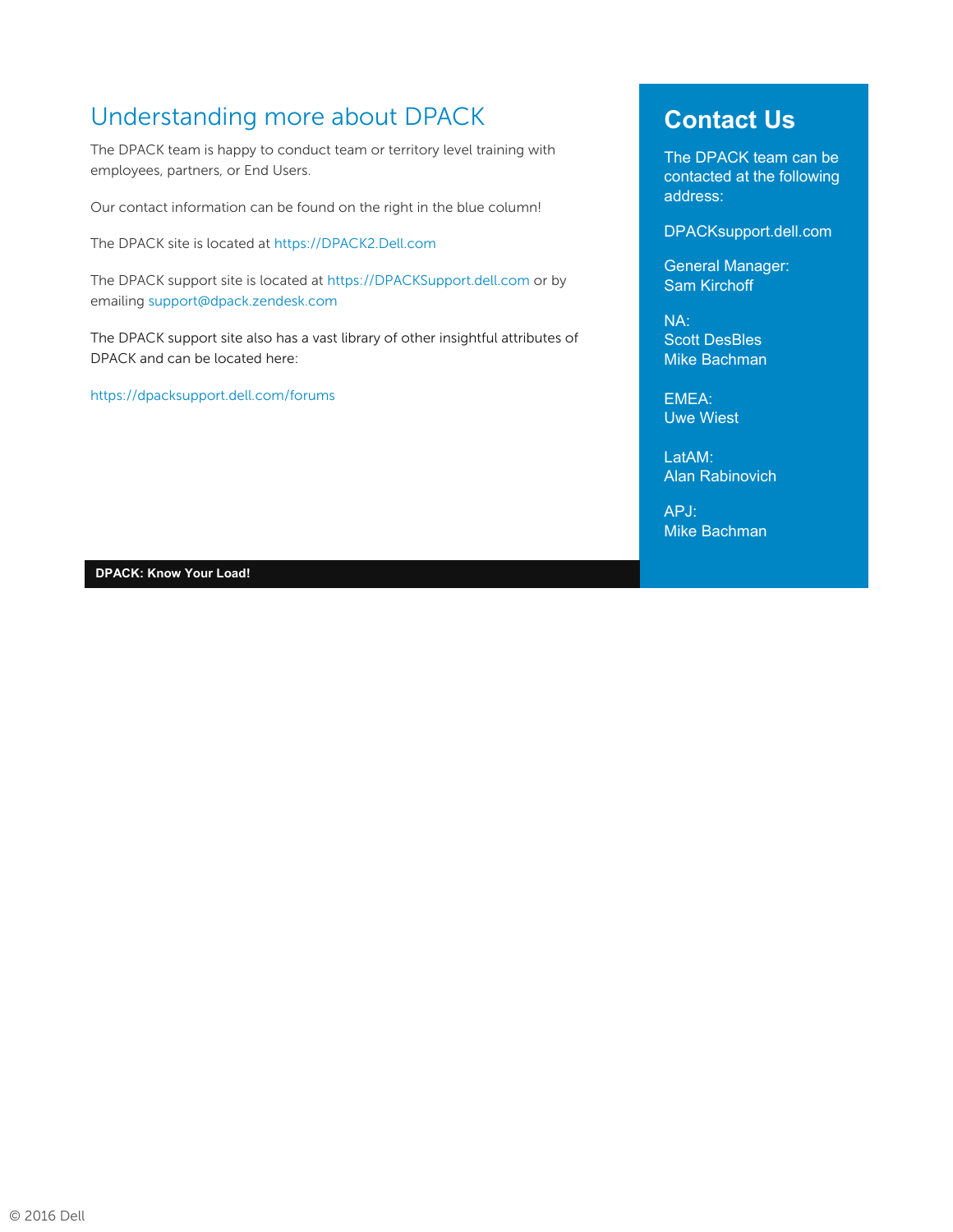## Understanding more about DPACK

The DPACK team is happy to conduct team or territory level training with employees, partners, or End Users.

Our contact information can be found on the right in the blue column!

The DPACK site is located at https://DPACK2.Dell.com

The DPACK support site is located at https://DPACKSupport.dell.com or by emailing support@dpack.zendesk.com

The DPACK support site also has a vast library of other insightful attributes of DPACK and can be located here:

https://dpacksupport.dell.com/forums

**DPACK: Know Your Load!**

## Contact Us

The DPACK team can be contacted at the following address:

DPACKsupport.dell.com

General Manager:
Sam Kirchoff

NA:
Scott DesBles
Mike Bachman

EMEA:
Uwe Wiest

LatAM:
Alan Rabinovich

APJ:
Mike Bachman

© 2016 Dell